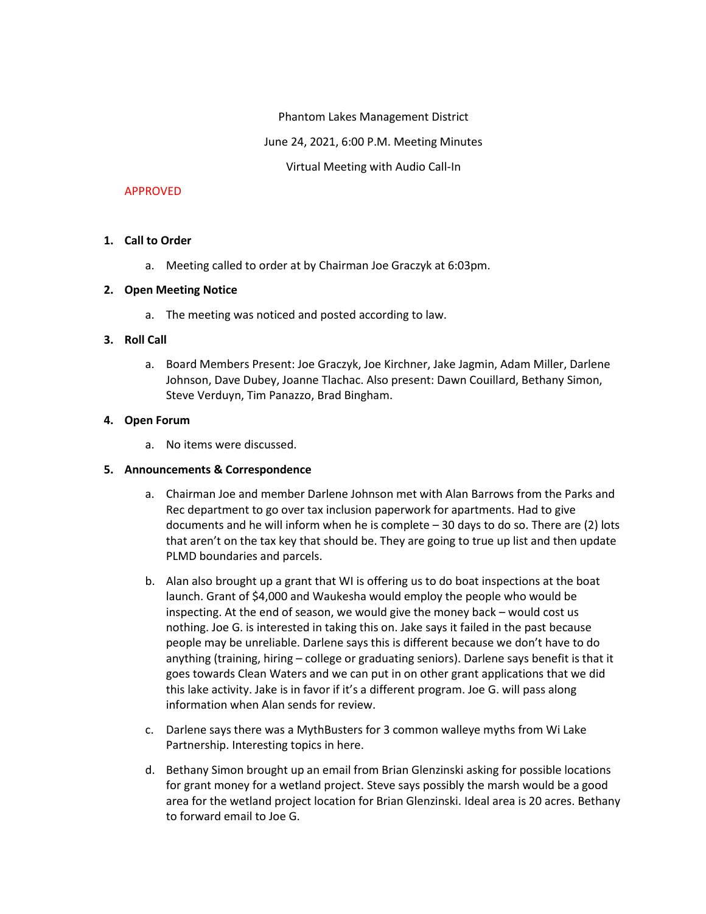Phantom Lakes Management District

June 24, 2021, 6:00 P.M. Meeting Minutes

Virtual Meeting with Audio Call-In

APPROVED

1. **Call to Order**
   a. Meeting called to order at by Chairman Joe Graczyk at 6:03pm.

2. **Open Meeting Notice**
   a. The meeting was noticed and posted according to law.

3. **Roll Call**
   a. Board Members Present: Joe Graczyk, Joe Kirchner, Jake Jagmin, Adam Miller, Darlene Johnson, Dave Dubey, Joanne Tlachac. Also present: Dawn Couillard, Bethany Simon, Steve Verduyn, Tim Panazzo, Brad Bingham.

4. **Open Forum**
   a. No items were discussed.

5. **Announcements & Correspondence**
   a. Chairman Joe and member Darlene Johnson met with Alan Barrows from the Parks and Rec department to go over tax inclusion paperwork for apartments. Had to give documents and he will inform when he is complete – 30 days to do so. There are (2) lots that aren't on the tax key that should be. They are going to true up list and then update PLMD boundaries and parcels.
   b. Alan also brought up a grant that WI is offering us to do boat inspections at the boat launch. Grant of $4,000 and Waukesha would employ the people who would be inspecting. At the end of season, we would give the money back – would cost us nothing. Joe G. is interested in taking this on. Jake says it failed in the past because people may be unreliable. Darlene says this is different because we don't have to do anything (training, hiring – college or graduating seniors). Darlene says benefit is that it goes towards Clean Waters and we can put in on other grant applications that we did this lake activity. Jake is in favor if it's a different program. Joe G. will pass along information when Alan sends for review.
   c. Darlene says there was a MythBusters for 3 common walleye myths from Wi Lake Partnership. Interesting topics in here.
   d. Bethany Simon brought up an email from Brian Glenzinski asking for possible locations for grant money for a wetland project. Steve says possibly the marsh would be a good area for the wetland project location for Brian Glenzinski. Ideal area is 20 acres. Bethany to forward email to Joe G.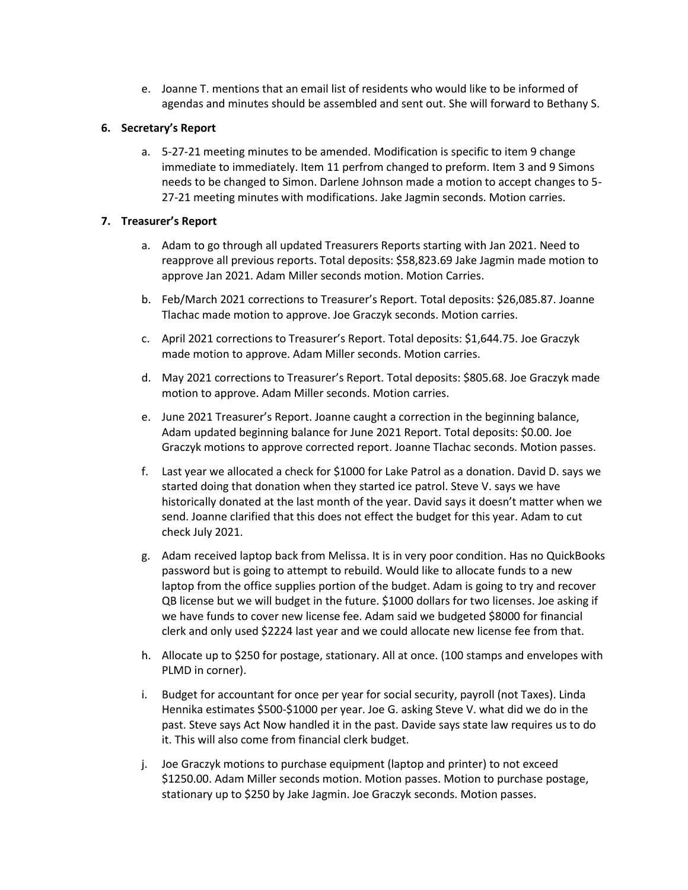e. Joanne T. mentions that an email list of residents who would like to be informed of agendas and minutes should be assembled and sent out. She will forward to Bethany S.

**6. Secretary's Report**

a. 5-27-21 meeting minutes to be amended. Modification is specific to item 9 change immediate to immediately. Item 11 perfrom changed to preform. Item 3 and 9 Simons needs to be changed to Simon. Darlene Johnson made a motion to accept changes to 5-27-21 meeting minutes with modifications. Jake Jagmin seconds. Motion carries.

**7. Treasurer's Report**

a. Adam to go through all updated Treasurers Reports starting with Jan 2021. Need to reapprove all previous reports. Total deposits: $58,823.69 Jake Jagmin made motion to approve Jan 2021. Adam Miller seconds motion. Motion Carries.

b. Feb/March 2021 corrections to Treasurer's Report. Total deposits: $26,085.87. Joanne Tlachac made motion to approve. Joe Graczyk seconds. Motion carries.

c. April 2021 corrections to Treasurer's Report. Total deposits: $1,644.75. Joe Graczyk made motion to approve. Adam Miller seconds. Motion carries.

d. May 2021 corrections to Treasurer's Report. Total deposits: $805.68. Joe Graczyk made motion to approve. Adam Miller seconds. Motion carries.

e. June 2021 Treasurer's Report. Joanne caught a correction in the beginning balance, Adam updated beginning balance for June 2021 Report. Total deposits: $0.00. Joe Graczyk motions to approve corrected report. Joanne Tlachac seconds. Motion passes.

f. Last year we allocated a check for $1000 for Lake Patrol as a donation. David D. says we started doing that donation when they started ice patrol. Steve V. says we have historically donated at the last month of the year. David says it doesn't matter when we send. Joanne clarified that this does not effect the budget for this year. Adam to cut check July 2021.

g. Adam received laptop back from Melissa. It is in very poor condition. Has no QuickBooks password but is going to attempt to rebuild. Would like to allocate funds to a new laptop from the office supplies portion of the budget. Adam is going to try and recover QB license but we will budget in the future. $1000 dollars for two licenses. Joe asking if we have funds to cover new license fee. Adam said we budgeted $8000 for financial clerk and only used $2224 last year and we could allocate new license fee from that.

h. Allocate up to $250 for postage, stationary. All at once. (100 stamps and envelopes with PLMD in corner).

i. Budget for accountant for once per year for social security, payroll (not Taxes). Linda Hennika estimates $500-$1000 per year. Joe G. asking Steve V. what did we do in the past. Steve says Act Now handled it in the past. Davide says state law requires us to do it. This will also come from financial clerk budget.

j. Joe Graczyk motions to purchase equipment (laptop and printer) to not exceed $1250.00. Adam Miller seconds motion. Motion passes. Motion to purchase postage, stationary up to $250 by Jake Jagmin. Joe Graczyk seconds. Motion passes.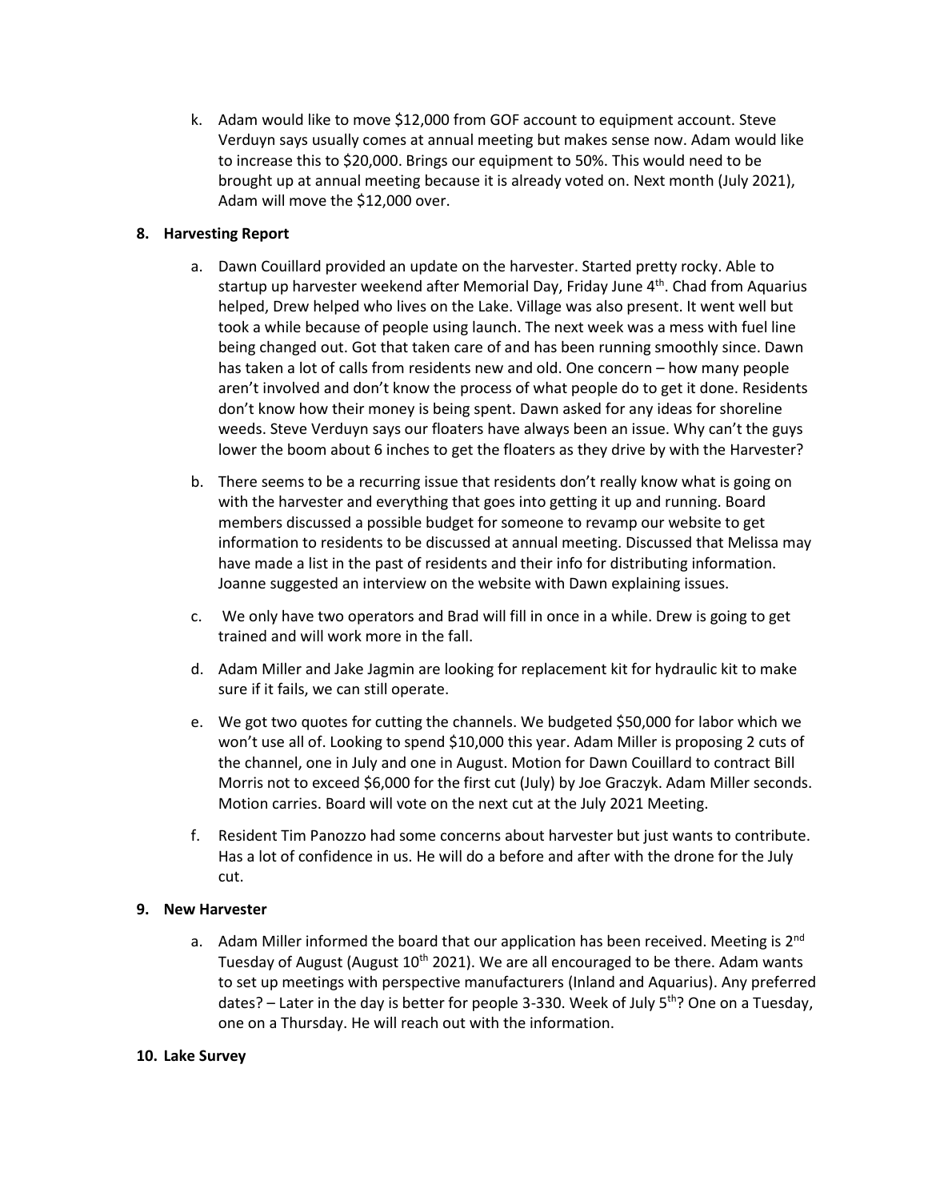k. Adam would like to move $12,000 from GOF account to equipment account. Steve Verduyn says usually comes at annual meeting but makes sense now. Adam would like to increase this to $20,000. Brings our equipment to 50%. This would need to be brought up at annual meeting because it is already voted on. Next month (July 2021), Adam will move the $12,000 over.

**8. Harvesting Report**

a. Dawn Couillard provided an update on the harvester. Started pretty rocky. Able to startup up harvester weekend after Memorial Day, Friday June 4th. Chad from Aquarius helped, Drew helped who lives on the Lake. Village was also present. It went well but took a while because of people using launch. The next week was a mess with fuel line being changed out. Got that taken care of and has been running smoothly since. Dawn has taken a lot of calls from residents new and old. One concern – how many people aren't involved and don't know the process of what people do to get it done. Residents don't know how their money is being spent. Dawn asked for any ideas for shoreline weeds. Steve Verduyn says our floaters have always been an issue. Why can't the guys lower the boom about 6 inches to get the floaters as they drive by with the Harvester?

b. There seems to be a recurring issue that residents don't really know what is going on with the harvester and everything that goes into getting it up and running. Board members discussed a possible budget for someone to revamp our website to get information to residents to be discussed at annual meeting. Discussed that Melissa may have made a list in the past of residents and their info for distributing information. Joanne suggested an interview on the website with Dawn explaining issues.

c. We only have two operators and Brad will fill in once in a while. Drew is going to get trained and will work more in the fall.

d. Adam Miller and Jake Jagmin are looking for replacement kit for hydraulic kit to make sure if it fails, we can still operate.

e. We got two quotes for cutting the channels. We budgeted $50,000 for labor which we won't use all of. Looking to spend $10,000 this year. Adam Miller is proposing 2 cuts of the channel, one in July and one in August. Motion for Dawn Couillard to contract Bill Morris not to exceed $6,000 for the first cut (July) by Joe Graczyk. Adam Miller seconds. Motion carries. Board will vote on the next cut at the July 2021 Meeting.

f. Resident Tim Panozzo had some concerns about harvester but just wants to contribute. Has a lot of confidence in us. He will do a before and after with the drone for the July cut.

**9. New Harvester**

a. Adam Miller informed the board that our application has been received. Meeting is 2nd Tuesday of August (August 10th 2021). We are all encouraged to be there. Adam wants to set up meetings with perspective manufacturers (Inland and Aquarius). Any preferred dates? – Later in the day is better for people 3-330. Week of July 5th? One on a Tuesday, one on a Thursday. He will reach out with the information.

**10. Lake Survey**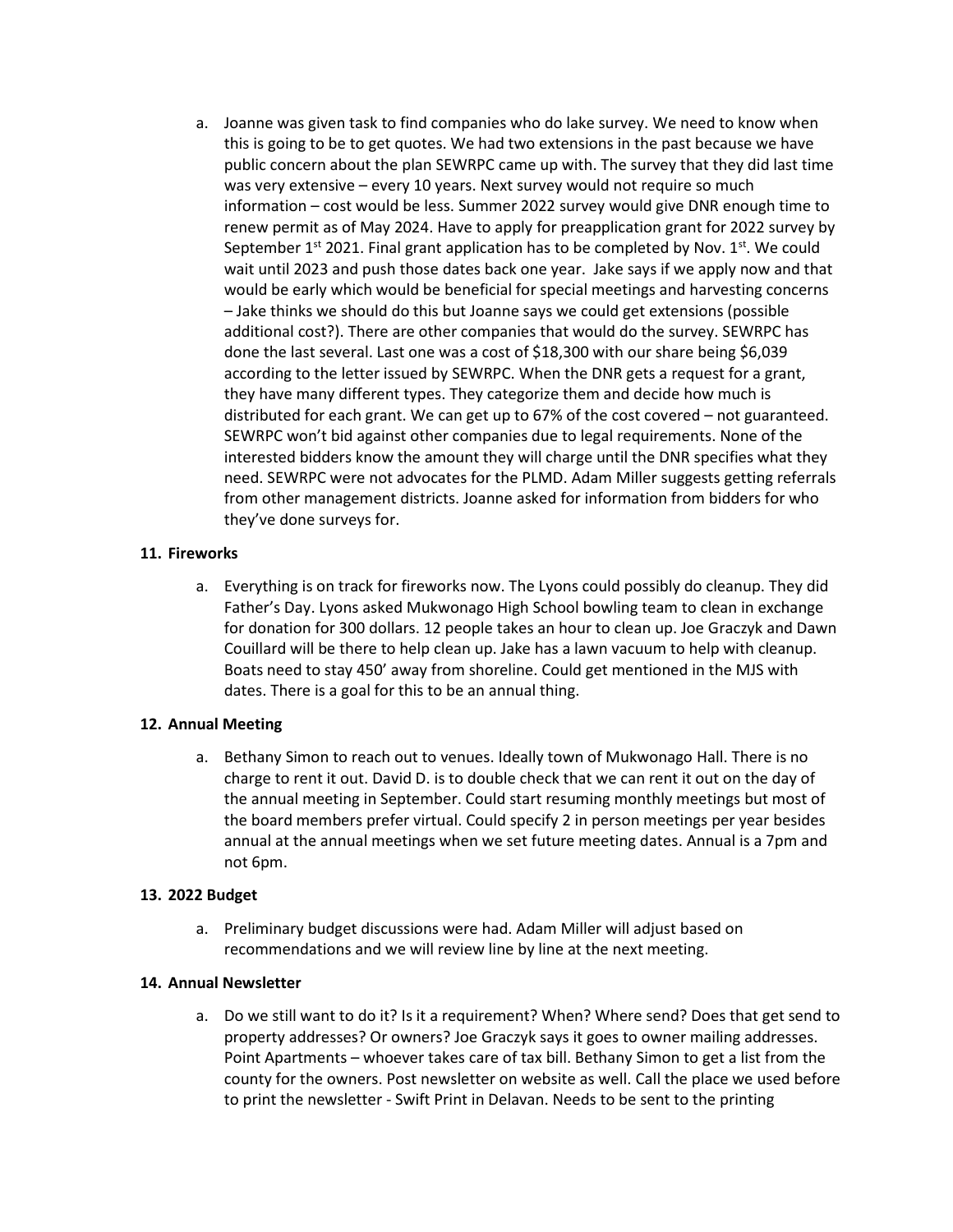a. Joanne was given task to find companies who do lake survey. We need to know when this is going to be to get quotes. We had two extensions in the past because we have public concern about the plan SEWRPC came up with. The survey that they did last time was very extensive – every 10 years. Next survey would not require so much information – cost would be less. Summer 2022 survey would give DNR enough time to renew permit as of May 2024. Have to apply for preapplication grant for 2022 survey by September 1st 2021. Final grant application has to be completed by Nov. 1st. We could wait until 2023 and push those dates back one year. Jake says if we apply now and that would be early which would be beneficial for special meetings and harvesting concerns – Jake thinks we should do this but Joanne says we could get extensions (possible additional cost?). There are other companies that would do the survey. SEWRPC has done the last several. Last one was a cost of $18,300 with our share being $6,039 according to the letter issued by SEWRPC. When the DNR gets a request for a grant, they have many different types. They categorize them and decide how much is distributed for each grant. We can get up to 67% of the cost covered – not guaranteed. SEWRPC won't bid against other companies due to legal requirements. None of the interested bidders know the amount they will charge until the DNR specifies what they need. SEWRPC were not advocates for the PLMD. Adam Miller suggests getting referrals from other management districts. Joanne asked for information from bidders for who they've done surveys for.

**11. Fireworks**

a. Everything is on track for fireworks now. The Lyons could possibly do cleanup. They did Father's Day. Lyons asked Mukwonago High School bowling team to clean in exchange for donation for 300 dollars. 12 people takes an hour to clean up. Joe Graczyk and Dawn Couillard will be there to help clean up. Jake has a lawn vacuum to help with cleanup. Boats need to stay 450' away from shoreline. Could get mentioned in the MJS with dates. There is a goal for this to be an annual thing.

**12. Annual Meeting**

a. Bethany Simon to reach out to venues. Ideally town of Mukwonago Hall. There is no charge to rent it out. David D. is to double check that we can rent it out on the day of the annual meeting in September. Could start resuming monthly meetings but most of the board members prefer virtual. Could specify 2 in person meetings per year besides annual at the annual meetings when we set future meeting dates. Annual is a 7pm and not 6pm.

**13. 2022 Budget**

a. Preliminary budget discussions were had. Adam Miller will adjust based on recommendations and we will review line by line at the next meeting.

**14. Annual Newsletter**

a. Do we still want to do it? Is it a requirement? When? Where send? Does that get send to property addresses? Or owners? Joe Graczyk says it goes to owner mailing addresses. Point Apartments – whoever takes care of tax bill. Bethany Simon to get a list from the county for the owners. Post newsletter on website as well. Call the place we used before to print the newsletter - Swift Print in Delavan. Needs to be sent to the printing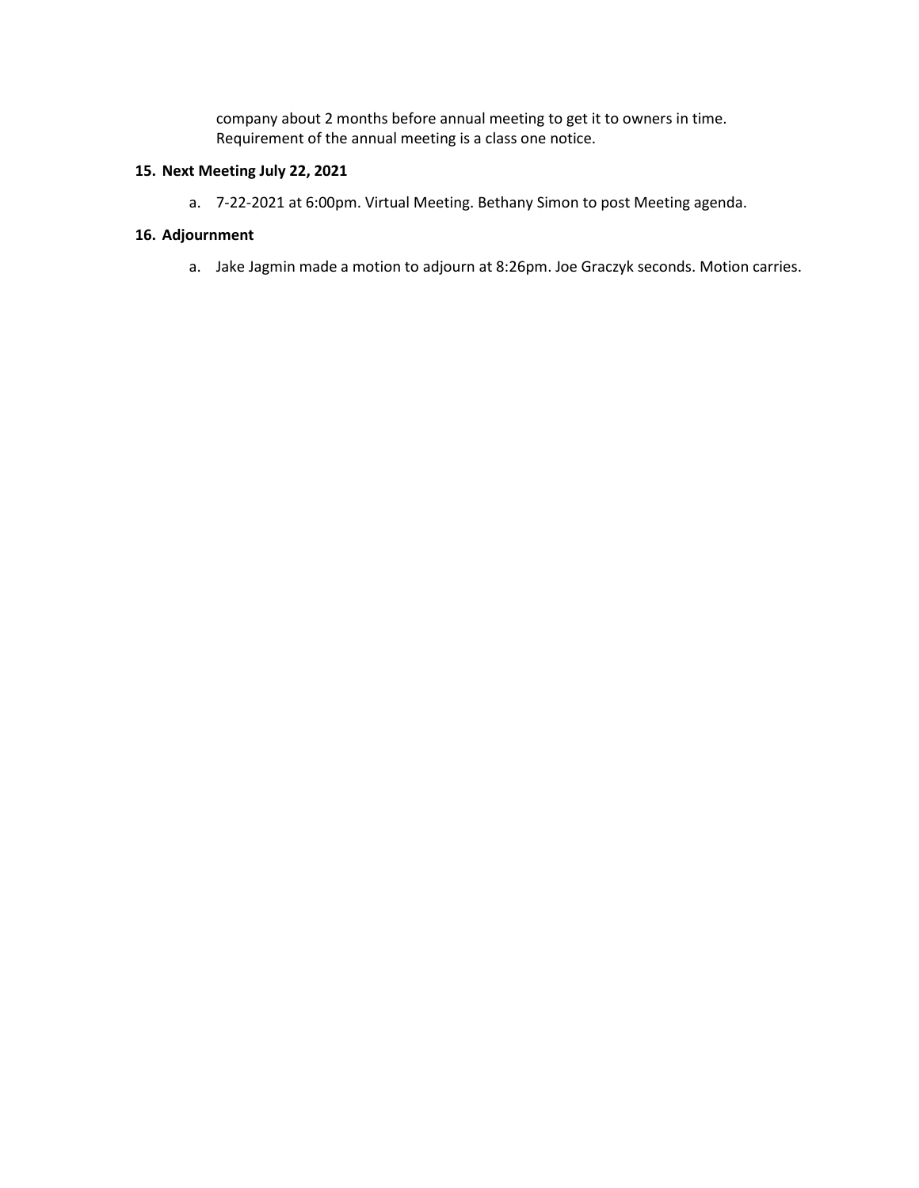company about 2 months before annual meeting to get it to owners in time. Requirement of the annual meeting is a class one notice.

**15. Next Meeting July 22, 2021**

a. 7-22-2021 at 6:00pm. Virtual Meeting. Bethany Simon to post Meeting agenda.

**16. Adjournment**

a. Jake Jagmin made a motion to adjourn at 8:26pm. Joe Graczyk seconds. Motion carries.